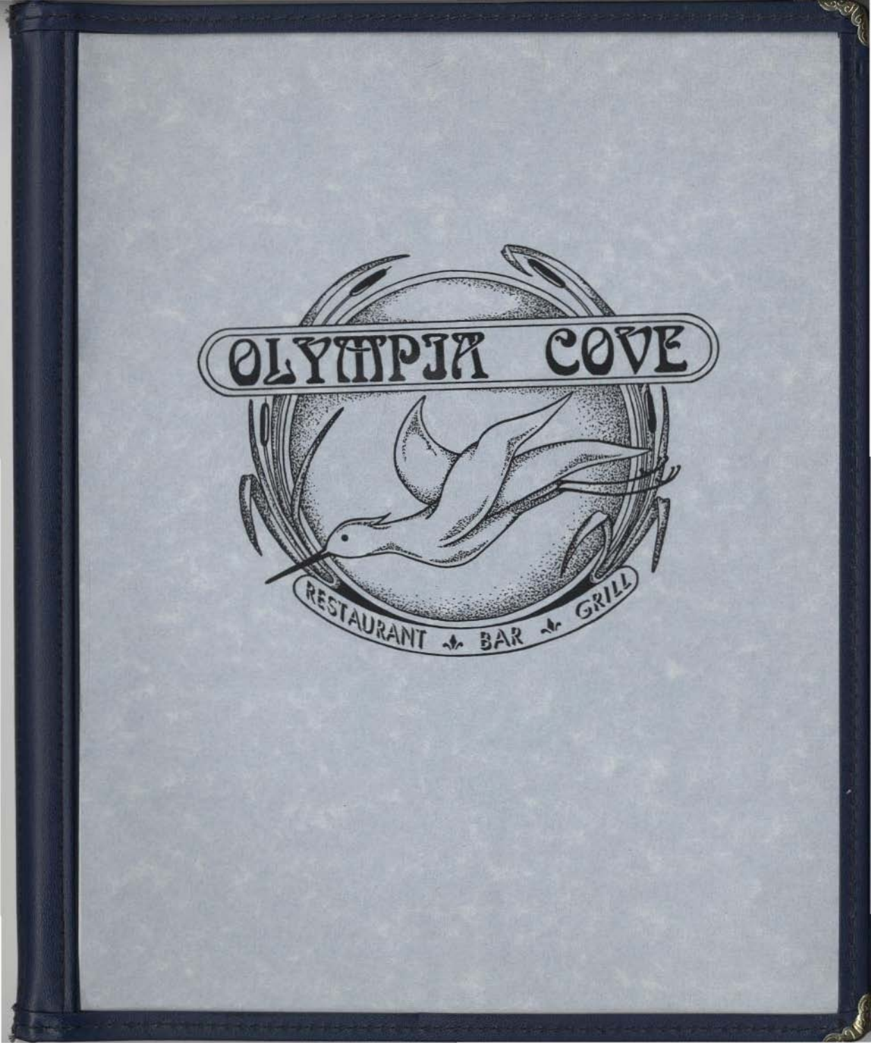# OLYMPIA COVE

RESTAURANT ⚜ BAR ⚜ GRILL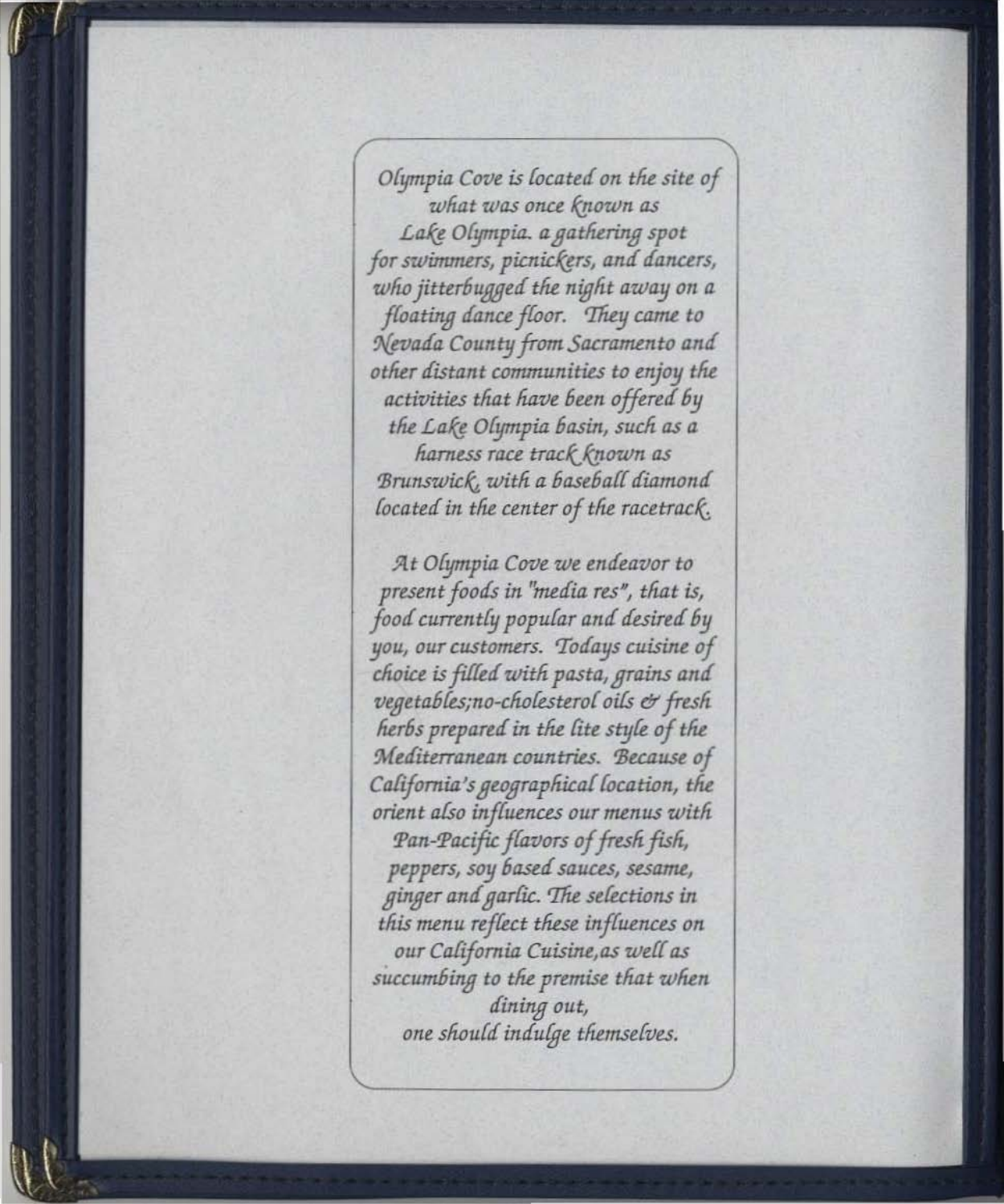*Olympia Cove is located on the site of what was once known as Lake Olympia. a gathering spot for swimmers, picnickers, and dancers, who jitterbugged the night away on a floating dance floor. They came to Nevada County from Sacramento and other distant communities to enjoy the activities that have been offered by the Lake Olympia basin, such as a harness race track known as Brunswick, with a baseball diamond located in the center of the racetrack.*

*At Olympia Cove we endeavor to present foods in "media res", that is, food currently popular and desired by you, our customers. Todays cuisine of choice is filled with pasta, grains and vegetables;no-cholesterol oils & fresh herbs prepared in the lite style of the Mediterranean countries. Because of California's geographical location, the orient also influences our menus with Pan-Pacific flavors of fresh fish, peppers, soy based sauces, sesame, ginger and garlic. The selections in this menu reflect these influences on our California Cuisine,as well as succumbing to the premise that when dining out, one should indulge themselves.*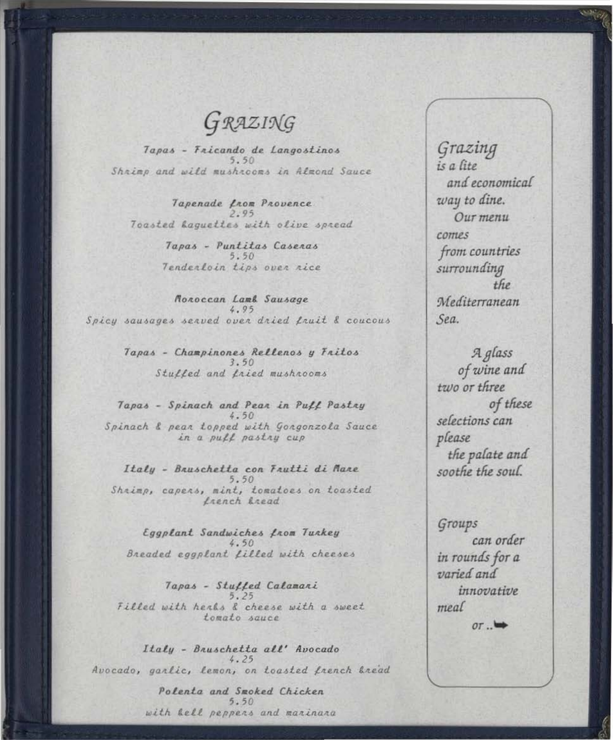# Grazing

**Tapas - Fricando de Langostinos**
5.50
*Shrimp and wild mushrooms in Almond Sauce*

**Tapenade from Provence**
2.95
*Toasted baguettes with olive spread*

**Tapas - Puntitas Caseras**
5.50
*Tenderloin tips over rice*

**Moroccan Lamb Sausage**
4.95
*Spicy sausages served over dried fruit & coucous*

**Tapas - Champinones Rellenos y Fritos**
3.50
*Stuffed and fried mushrooms*

**Tapas - Spinach and Pear in Puff Pastry**
4.50
*Spinach & pear topped with Gorgonzola Sauce in a puff pastry cup*

**Italy - Bruschetta con Frutti di Mare**
5.50
*Shrimp, capers, mint, tomatoes on toasted french bread*

**Eggplant Sandwiches from Turkey**
4.50
*Breaded eggplant filled with cheeses*

**Tapas - Stuffed Calamari**
5.25
*Filled with herbs & cheese with a sweet tomato sauce*

**Italy - Bruschetta all' Avocado**
4.25
*Avocado, garlic, lemon, on toasted french bread*

**Polenta and Smoked Chicken**
5.50
*with bell peppers and marinara*

---

*Grazing is a lite and economical way to dine. Our menu comes from countries surrounding the Mediterranean Sea.*

*A glass of wine and two or three of these selections can please the palate and soothe the soul.*

*Groups can order in rounds for a varied and innovative meal*

*or .. ➡*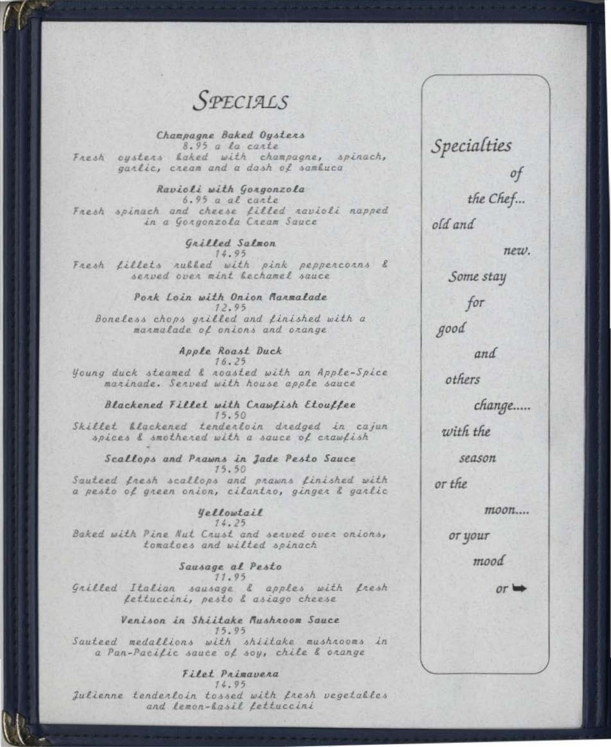# SPECIALS

**Champagne Baked Oysters**
8.95 a la carte
Fresh oysters baked with champagne, spinach, garlic, cream and a dash of sambuca

**Ravioli with Gorgonzola**
6.95 a al carte
Fresh spinach and cheese filled ravioli napped in a Gorgonzola Cream Sauce

**Grilled Salmon**
14.95
Fresh fillets rubbed with pink peppercorns & served over mint bechamel sauce

**Pork Loin with Onion Marmalade**
12.95
Boneless chops grilled and finished with a marmalade of onions and orange

**Apple Roast Duck**
16.25
Young duck steamed & roasted with an Apple-Spice marinade. Served with house apple sauce

**Blackened Fillet with Crawfish Etouffee**
15.50
Skillet blackened tenderloin dredged in cajun spices & smothered with a sauce of crawfish

**Scallops and Prawns in Jade Pesto Sauce**
15.50
Sauteed fresh scallops and prawns finished with a pesto of green onion, cilantro, ginger & garlic

**Yellowtail**
14.25
Baked with Pine Nut Crust and served over onions, tomatoes and wilted spinach

**Sausage al Pesto**
11.95
Grilled Italian sausage & apples with fresh fettuccini, pesto & asiago cheese

**Venison in Shiitake Mushroom Sauce**
15.95
Sauteed medallions with shiitake mushrooms in a Pan-Pacific sauce of soy, chile & orange

**Filet Primavera**
14.95
Julienne tenderloin tossed with fresh vegetables and lemon-basil fettuccini

*Specialties of the Chef... old and new. Some stay for good and others change..... with the season or the moon.... or your mood or ➡*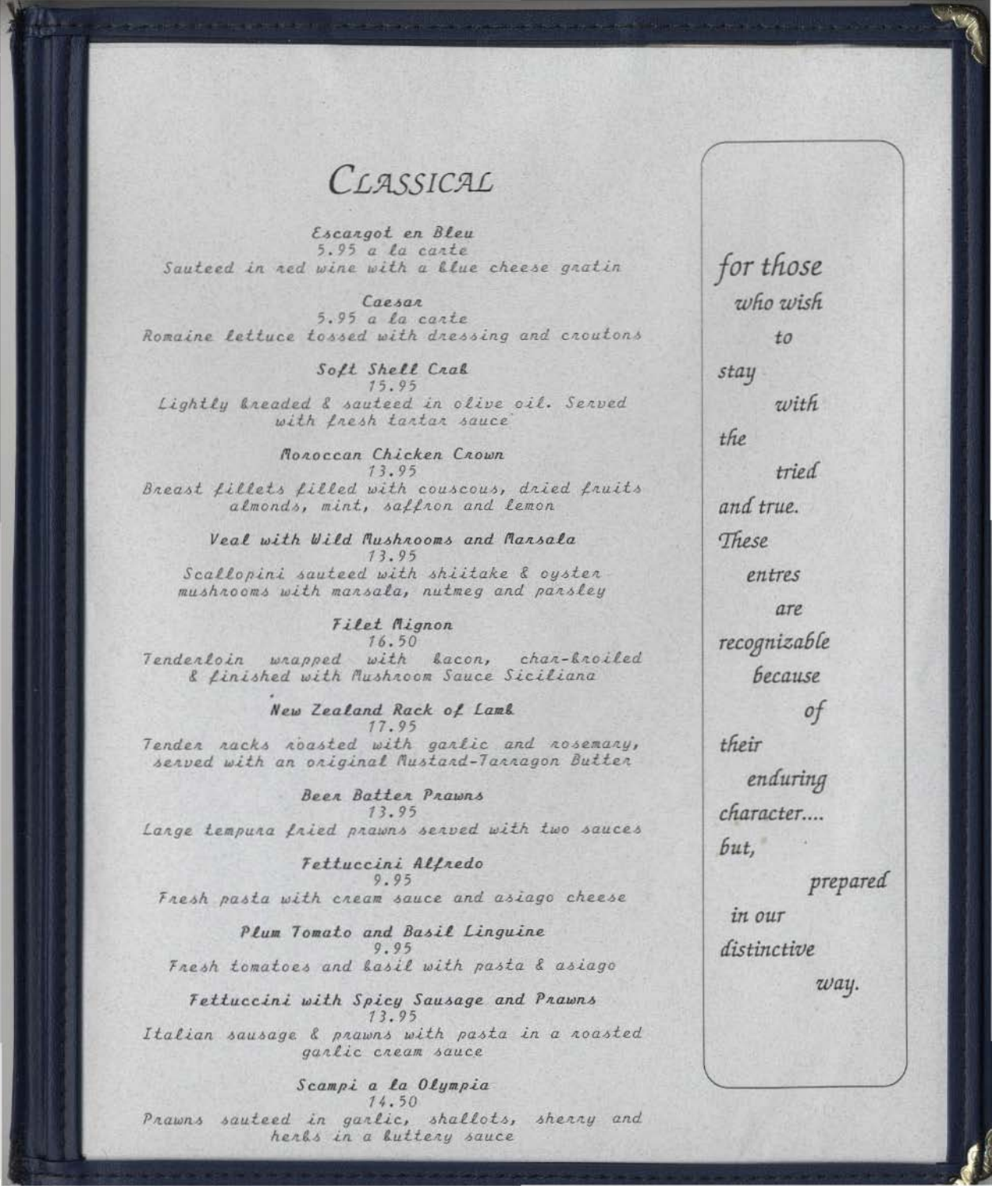# Classical

**Escargot en Bleu**
5.95 a la carte
Sauteed in red wine with a blue cheese gratin

**Caesar**
5.95 a la carte
Romaine lettuce tossed with dressing and croutons

**Soft Shell Crab**
15.95
Lightly breaded & sauteed in olive oil. Served with fresh tartar sauce

**Moroccan Chicken Crown**
13.95
Breast fillets filled with couscous, dried fruits almonds, mint, saffron and lemon

**Veal with Wild Mushrooms and Marsala**
13.95
Scallopini sauteed with shiitake & oyster mushrooms with marsala, nutmeg and parsley

**Filet Mignon**
16.50
Tenderloin wrapped with bacon, char-broiled & finished with Mushroom Sauce Siciliana

**New Zealand Rack of Lamb**
17.95
Tender racks roasted with garlic and rosemary, served with an original Mustard-Tarragon Butter

**Beer Batter Prawns**
13.95
Large tempura fried prawns served with two sauces

**Fettuccini Alfredo**
9.95
Fresh pasta with cream sauce and asiago cheese

**Plum Tomato and Basil Linguine**
9.95
Fresh tomatoes and basil with pasta & asiago

**Fettuccini with Spicy Sausage and Prawns**
13.95
Italian sausage & prawns with pasta in a roasted garlic cream sauce

**Scampi a la Olympia**
14.50
Prawns sauteed in garlic, shallots, sherry and herbs in a buttery sauce

*for those who wish to stay with the tried and true. These entres are recognizable because of their enduring character.... but, prepared in our distinctive way.*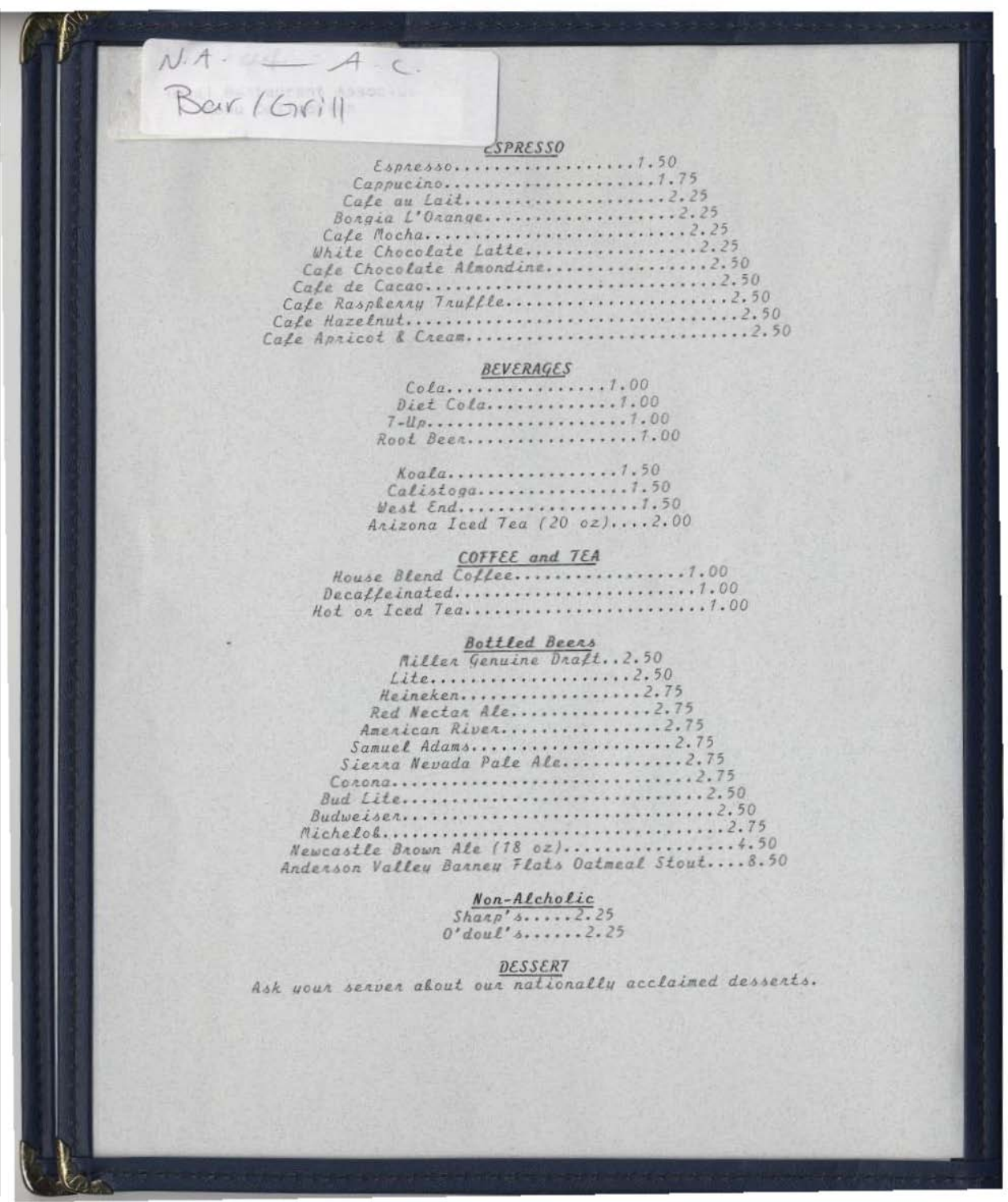N.A. ~~4~~ A.C.
Bar / Grill

## ESPRESSO

Espresso..................1.50
Cappucino..................1.75
Cafe au Lait..................2.25
Borgia L'Orange..................2.25
Cafe Mocha..................2.25
White Chocolate Latte..................2.25
Cafe Chocolate Almondine..................2.50
Cafe de Cacao..................2.50
Cafe Raspberry Truffle..................2.50
Cafe Hazelnut..................2.50
Cafe Apricot & Cream..................2.50

## BEVERAGES

Cola..................1.00
Diet Cola..................1.00
7-Up..................1.00
Root Beer..................1.00

Koala..................1.50
Calistoga..................1.50
West End..................1.50
Arizona Iced Tea (20 oz)....2.00

## COFFEE and TEA

House Blend Coffee..................1.00
Decaffeinated..................1.00
Hot or Iced Tea..................1.00

## Bottled Beers

Miller Genuine Draft..2.50
Lite..................2.50
Heineken..................2.75
Red Nectar Ale..................2.75
American River..................2.75
Samuel Adams..................2.75
Sierra Nevada Pale Ale..................2.75
Corona..................2.75
Bud Lite..................2.50
Budweiser..................2.50
Michelob..................2.75
Newcastle Brown Ale (18 oz)..................4.50
Anderson Valley Barney Flats Oatmeal Stout....8.50

## Non-Alcholic

Sharp's.....2.25
O'doul's......2.25

## DESSERT

Ask your server about our nationally acclaimed desserts.